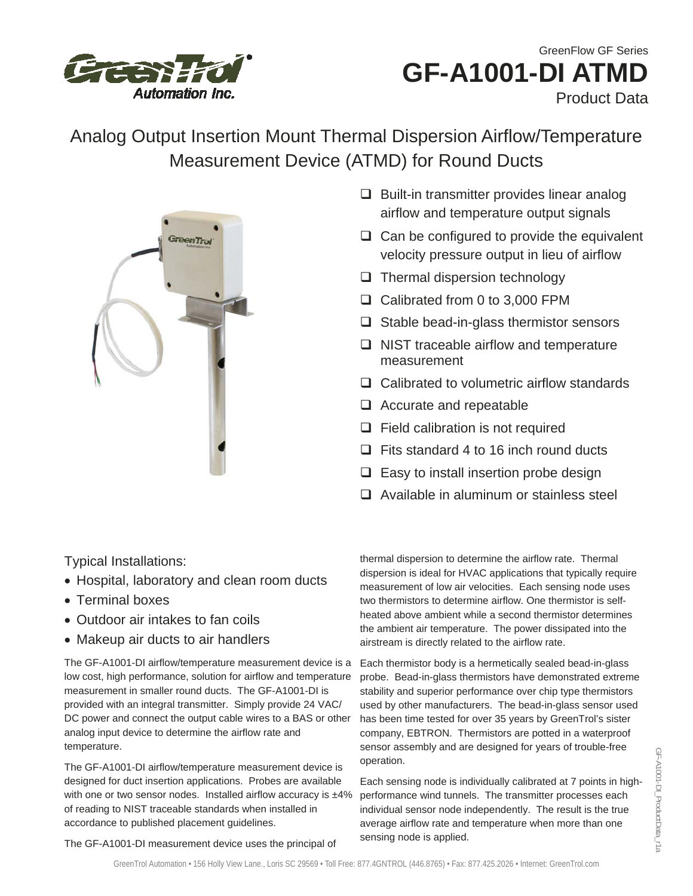GreenFlow GF Series

# GF-A1001-DI ATMD

Product Data

## Analog Output Insertion Mount Thermal Dispersion Airflow/Temperature Measurement Device (ATMD) for Round Ducts

- Built-in transmitter provides linear analog airflow and temperature output signals
- Can be configured to provide the equivalent velocity pressure output in lieu of airflow
- Thermal dispersion technology
- Calibrated from 0 to 3,000 FPM
- Stable bead-in-glass thermistor sensors
- NIST traceable airflow and temperature measurement
- Calibrated to volumetric airflow standards
- Accurate and repeatable
- Field calibration is not required
- Fits standard 4 to 16 inch round ducts
- Easy to install insertion probe design
- Available in aluminum or stainless steel

Typical Installations:

- Hospital, laboratory and clean room ducts
- Terminal boxes
- Outdoor air intakes to fan coils
- Makeup air ducts to air handlers

The GF-A1001-DI airflow/temperature measurement device is a low cost, high performance, solution for airflow and temperature measurement in smaller round ducts. The GF-A1001-DI is provided with an integral transmitter. Simply provide 24 VAC/DC power and connect the output cable wires to a BAS or other analog input device to determine the airflow rate and temperature.

The GF-A1001-DI airflow/temperature measurement device is designed for duct insertion applications. Probes are available with one or two sensor nodes. Installed airflow accuracy is ±4% of reading to NIST traceable standards when installed in accordance to published placement guidelines.

The GF-A1001-DI measurement device uses the principal of thermal dispersion to determine the airflow rate. Thermal dispersion is ideal for HVAC applications that typically require measurement of low air velocities. Each sensing node uses two thermistors to determine airflow. One thermistor is self-heated above ambient while a second thermistor determines the ambient air temperature. The power dissipated into the airstream is directly related to the airflow rate.

Each thermistor body is a hermetically sealed bead-in-glass probe. Bead-in-glass thermistors have demonstrated extreme stability and superior performance over chip type thermistors used by other manufacturers. The bead-in-glass sensor used has been time tested for over 35 years by GreenTrol's sister company, EBTRON. Thermistors are potted in a waterproof sensor assembly and are designed for years of trouble-free operation.

Each sensing node is individually calibrated at 7 points in high-performance wind tunnels. The transmitter processes each individual sensor node independently. The result is the true average airflow rate and temperature when more than one sensing node is applied.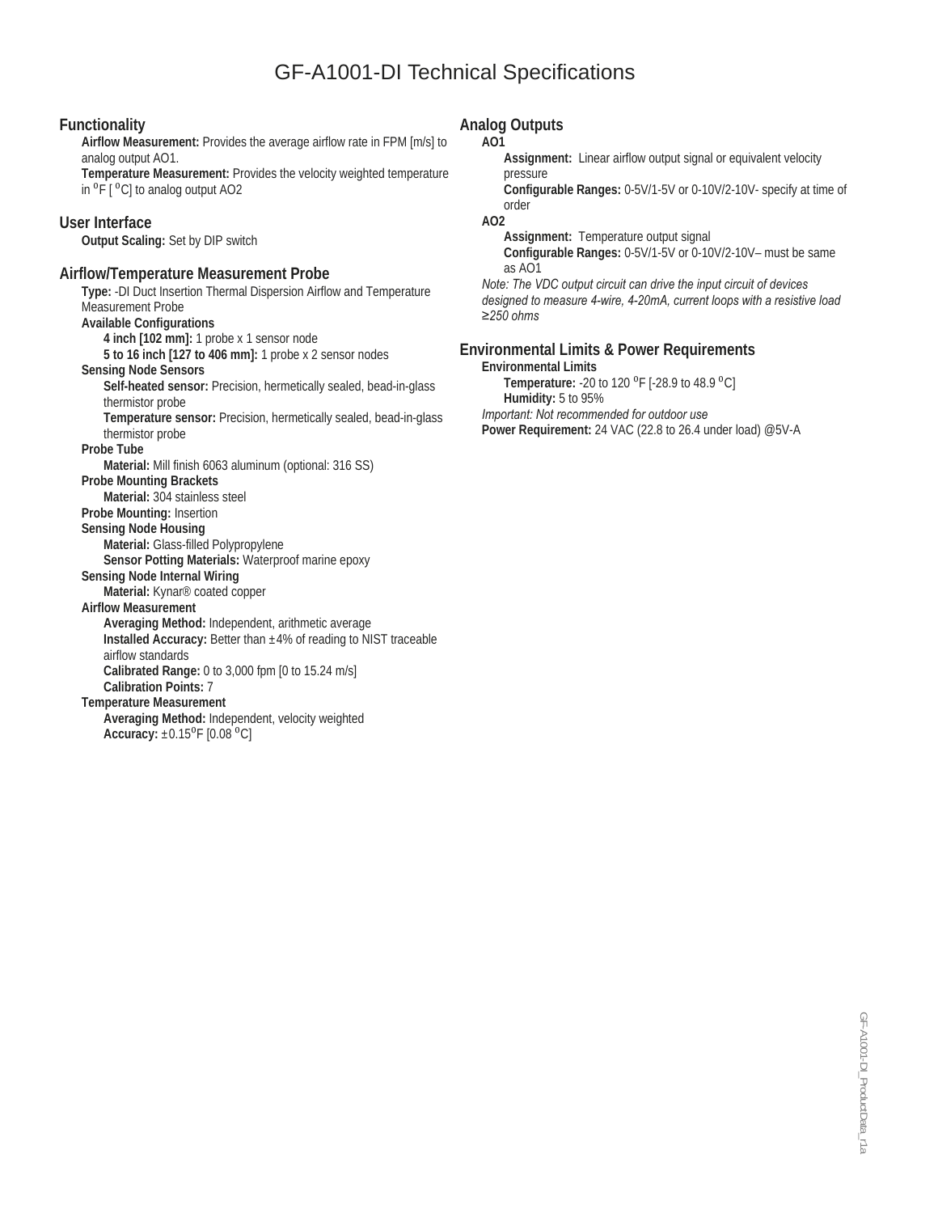# GF-A1001-DI Technical Specifications

## Functionality

**Airflow Measurement:** Provides the average airflow rate in FPM [m/s] to analog output AO1.

**Temperature Measurement:** Provides the velocity weighted temperature in $^{o}$F [ $^{o}$C] to analog output AO2

## User Interface

**Output Scaling:** Set by DIP switch

## Airflow/Temperature Measurement Probe

**Type:** -DI Duct Insertion Thermal Dispersion Airflow and Temperature Measurement Probe

**Available Configurations**

- **4 inch [102 mm]:** 1 probe x 1 sensor node
- **5 to 16 inch [127 to 406 mm]:** 1 probe x 2 sensor nodes

**Sensing Node Sensors**

- **Self-heated sensor:** Precision, hermetically sealed, bead-in-glass thermistor probe
- **Temperature sensor:** Precision, hermetically sealed, bead-in-glass thermistor probe

**Probe Tube**

- **Material:** Mill finish 6063 aluminum (optional: 316 SS)

**Probe Mounting Brackets**

- **Material:** 304 stainless steel

**Probe Mounting:** Insertion

**Sensing Node Housing**

- **Material:** Glass-filled Polypropylene
- **Sensor Potting Materials:** Waterproof marine epoxy

**Sensing Node Internal Wiring**

- **Material:** Kynar® coated copper

**Airflow Measurement**

- **Averaging Method:** Independent, arithmetic average
- **Installed Accuracy:** Better than ±4% of reading to NIST traceable airflow standards
- **Calibrated Range:** 0 to 3,000 fpm [0 to 15.24 m/s]
- **Calibration Points:** 7

**Temperature Measurement**

- **Averaging Method:** Independent, velocity weighted
- **Accuracy:** ±0.15$^{o}$F [0.08 $^{o}$C]

## Analog Outputs

**AO1**

- **Assignment:** Linear airflow output signal or equivalent velocity pressure
- **Configurable Ranges:** 0-5V/1-5V or 0-10V/2-10V- specify at time of order

**AO2**

- **Assignment:** Temperature output signal
- **Configurable Ranges:** 0-5V/1-5V or 0-10V/2-10V– must be same as AO1

*Note: The VDC output circuit can drive the input circuit of devices designed to measure 4-wire, 4-20mA, current loops with a resistive load ≥250 ohms*

## Environmental Limits & Power Requirements

**Environmental Limits**

- **Temperature:** -20 to 120 $^{o}$F [-28.9 to 48.9 $^{o}$C]
- **Humidity:** 5 to 95%

*Important: Not recommended for outdoor use*

**Power Requirement:** 24 VAC (22.8 to 26.4 under load) @5V-A